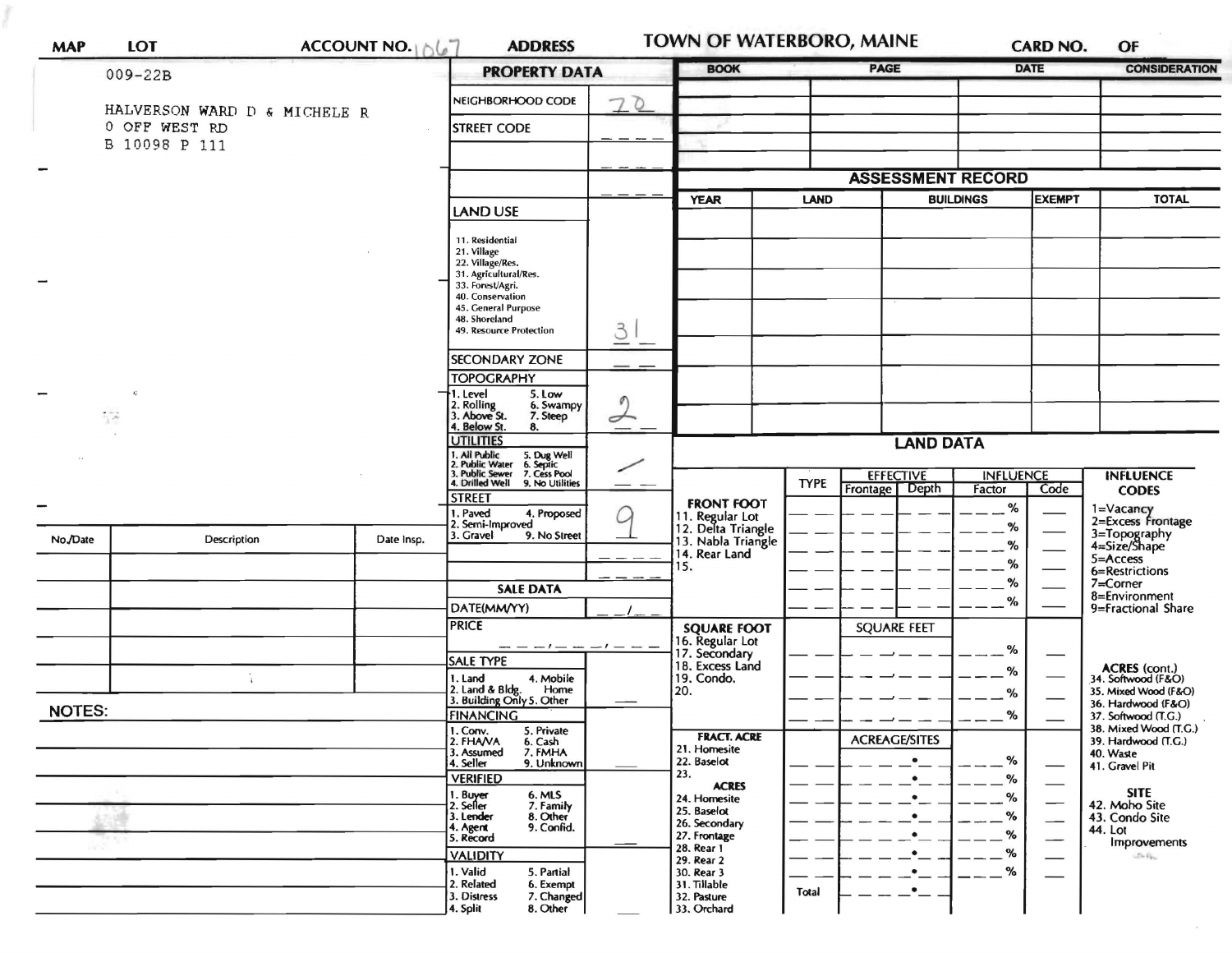| MAP | LOT | ACCOUNT NO. 1067 | ADDRESS | TOWN OF WATERBORO, MAINE | CARD NO. | OF |
|---|---|---|---|---|---|---|

009-22B

HALVERSON WARD D & MICHELE R
0 OFF WEST RD
B 10098 P 111

| BOOK | PAGE | DATE | CONSIDERATION |
|---|---|---|---|
| | | | |
| | | | |
| | | | |
| | | | |

## PROPERTY DATA

| | |
|---|---|
| NEIGHBORHOOD CODE | 72 |
| STREET CODE | |
| LAND USE<br>11. Residential<br>21. Village<br>22. Village/Res.<br>31. Agricultural/Res.<br>33. Forest/Agri.<br>40. Conservation<br>45. General Purpose<br>48. Shoreland<br>49. Resource Protection | 31 |
| SECONDARY ZONE | |
| TOPOGRAPHY<br>1. Level 5. Low<br>2. Rolling 6. Swampy<br>3. Above St. 7. Steep<br>4. Below St. 8. | 2 |
| UTILITIES<br>1. All Public 5. Dug Well<br>2. Public Water 6. Septic<br>3. Public Sewer 7. Cess Pool<br>4. Drilled Well 9. No Utilities | / |
| STREET<br>1. Paved 4. Proposed<br>2. Semi-Improved<br>3. Gravel 9. No Street | 9 |

### SALE DATA

| | |
|---|---|
| DATE(MM/YY) | / |
| PRICE | |
| SALE TYPE<br>1. Land 4. Mobile<br>2. Land & Bldg. Home<br>3. Building Only 5. Other | |
| FINANCING<br>1. Conv. 5. Private<br>2. FHA/VA 6. Cash<br>3. Assumed 7. FMHA<br>4. Seller 9. Unknown | |
| VERIFIED<br>1. Buyer 6. MLS<br>2. Seller 7. Family<br>3. Lender 8. Other<br>4. Agent 9. Confid.<br>5. Record | |
| VALIDITY<br>1. Valid 5. Partial<br>2. Related 6. Exempt<br>3. Distress 7. Changed<br>4. Split 8. Other | |

## ASSESSMENT RECORD

| YEAR | LAND | BUILDINGS | EXEMPT | TOTAL |
|---|---|---|---|---|
| | | | | |
| | | | | |
| | | | | |
| | | | | |
| | | | | |
| | | | | |
| | | | | |

## LAND DATA

| | TYPE | EFFECTIVE Frontage | EFFECTIVE Depth | INFLUENCE Factor | INFLUENCE Code |
|---|---|---|---|---|---|
| FRONT FOOT<br>11. Regular Lot<br>12. Delta Triangle<br>13. Nabla Triangle<br>14. Rear Land<br>15. | | | | % | |
| SQUARE FOOT<br>16. Regular Lot<br>17. Secondary<br>18. Excess Land<br>19. Condo.<br>20. | | SQUARE FEET | | % | |
| FRACT. ACRE<br>21. Homesite<br>22. Baselot<br>23.<br>ACRES<br>24. Homesite<br>25. Baselot<br>26. Secondary<br>27. Frontage<br>28. Rear 1<br>29. Rear 2<br>30. Rear 3<br>31. Tillable<br>32. Pasture<br>33. Orchard | Total | ACREAGE/SITES | | % | |

INFLUENCE CODES
1=Vacancy
2=Excess Frontage
3=Topography
4=Size/Shape
5=Access
6=Restrictions
7=Corner
8=Environment
9=Fractional Share

ACRES (cont.)
34. Softwood (F&O)
35. Mixed Wood (F&O)
36. Hardwood (F&O)
37. Softwood (T.G.)
38. Mixed Wood (T.G.)
39. Hardwood (T.G.)
40. Waste
41. Gravel Pit

SITE
42. Moho Site
43. Condo Site
44. Lot
Improvements

| No./Date | Description | Date Insp. |
|---|---|---|
| | | |
| | | |
| | | |
| | | |
| | | |

NOTES: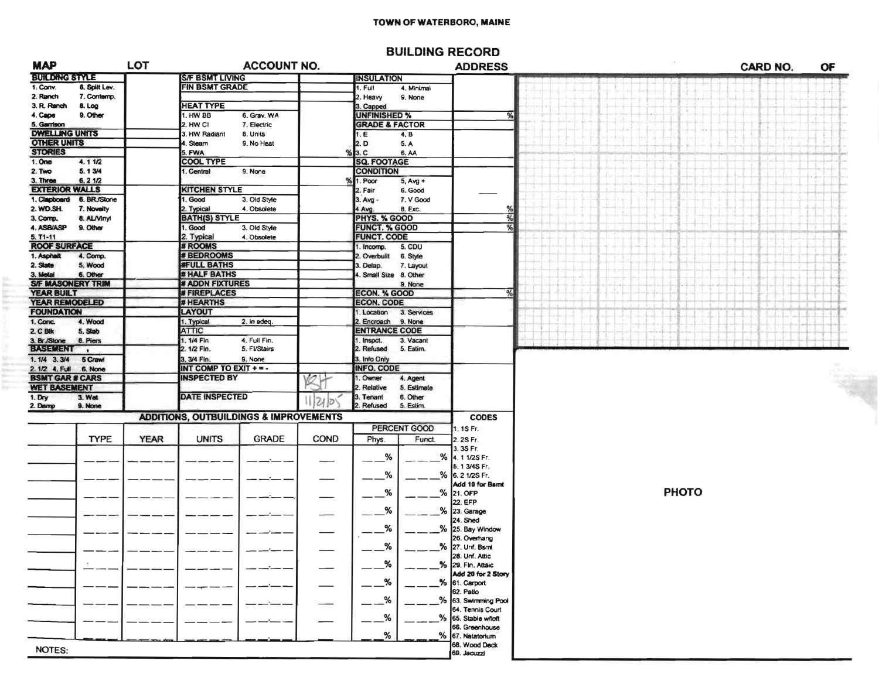# TOWN OF WATERBORO, MAINE

## BUILDING RECORD

| MAP | LOT | ACCOUNT NO. | ADDRESS | CARD NO. | OF |
|---|---|---|---|---|---|
| | | | | | |

| | | | | | |
|---|---|---|---|---|---|
| **BUILDING STYLE** 1. Conv. 6. Split Lev. 2. Ranch 7. Contemp. 3. R. Ranch 8. Log 4. Cape 9. Other 5. Garrison | | **S/F BSMT LIVING** | | **INSULATION** 1. Full 4. Minimal 2. Heavy 9. None 3. Capped | |
| **DWELLING UNITS** | | **FIN BSMT GRADE** | | **UNFINISHED %** | % |
| **OTHER UNITS** | | **HEAT TYPE** 1. HW BB 6. Grav. WA 2. HW CI 7. Electric 3. HW Radiant 8. Units 4. Steam 9. No Heat 5. FWA | % | **GRADE & FACTOR** 1. E 4. B 2. D 5. A 3. C 6. AA | |
| **STORIES** 1. One 4. 1 1/2 2. Two 5. 1 3/4 3. Three 6. 2 1/2 | | **COOL TYPE** 1. Central 9. None | % | **SQ. FOOTAGE** | |
| **EXTERIOR WALLS** 1. Clapboard 6. BR./Stone 2. WD.SH. 7. Novelty 3. Comp. 8. AL/Vinyl 4. ASB/ASP 9. Other 5. T1-11 | | **KITCHEN STYLE** 1. Good 3. Old Style 2. Typical 4. Obsolete | | **CONDITION** 1. Poor 5. Avg + 2. Fair 6. Good 3. Avg - 7. V Good 4 Avg. 8. Exc. | % |
| | | **BATH(S) STYLE** 1. Good 3. Old Style 2. Typical 4. Obsolete | | **PHYS. % GOOD** | % |
| | | | | **FUNCT. % GOOD** | % |
| **ROOF SURFACE** 1. Asphalt 4. Comp. 2. Slate 5. Wood 3. Metal 6. Other | | **# ROOMS** | | **FUNCT. CODE** 1. Incomp. 5. CDU 2. Overbuilt 6. Style 3. Delap. 7. Layout 4. Small Size 8. Other 9. None | |
| | | **# BEDROOMS** | | | |
| | | **#FULL BATHS** | | | |
| | | **# HALF BATHS** | | | |
| **S/F MASONERY TRIM** | | **# ADDN FIXTURES** | | | |
| **YEAR BUILT** | | **# FIREPLACES** | | **ECON. % GOOD** | % |
| **YEAR REMODELED** | | **# HEARTHS** | | **ECON. CODE** 1. Location 3. Services 2. Encroach 9. None | |
| **FOUNDATION** 1. Conc. 4. Wood 2. C Blk 5. Slab 3. Br./Stone 6. Piers | | **LAYOUT** 1. Typical 2. In adeq. | | | |
| | | **ATTIC** 1. 1/4 Fin 4. Full Fin. 2. 1/2 Fin. 5. Fl/Stairs 3. 3/4 Fin. 9. None | | **ENTRANCE CODE** 1. Inspct. 3. Vacant 2. Refused 5. Estim. 3. Info Only | |
| **BASEMENT** 1. 1/4 3. 3/4 5 Crawl 2. 1/2 4. Full 6. None | | | | | |
| **BSMT GAR # CARS** | | **INT COMP TO EXIT + = -** | | **INFO. CODE** 1. Owner 4. Agent 2. Relative 5. Estimate 3. Tenant 6. Other 2. Refused 5. Estim. | |
| **WET BASEMENT** 1. Dry 3. Wet 2. Damp 9. None | | **INSPECTED BY** | KSH | | |
| | | **DATE INSPECTED** | 11/21/05 | | |

## ADDITIONS, OUTBUILDINGS & IMPROVEMENTS

| | TYPE | YEAR | UNITS | GRADE | COND | PERCENT GOOD Phys. | Funct. |
|---|---|---|---|---|---|---|---|
| | | | | | | % | % |
| | | | | | | % | % |
| | | | | | | % | % |
| | | | | | | % | % |
| | | | | | | % | % |
| | | | | | | % | % |
| | | | | | | % | % |
| | | | | | | % | % |
| | | | | | | % | % |
| | | | | | | % | % |
| | | | | | | % | % |

NOTES:

**CODES**
1. 1S Fr.
2. 2S Fr.
3. 3S Fr.
4. 1 1/2S Fr.
5. 1 3/4S Fr.
6. 2 1/2S Fr.

**Add 10 for Bsmt**

21. OFP
22. EFP
23. Garage
24. Shed
25. Bay Window
26. Overhang
27. Unf. Bsmt
28. Unf. Attic
29. Fin. Attaic

**Add 20 for 2 Story**

61. Carport
62. Patio
63. Swimming Pool
64. Tennis Court
65. Stable w/loft
66. Greenhouse
67. Natatorium
68. Wood Deck
69. Jacuzzi

PHOTO